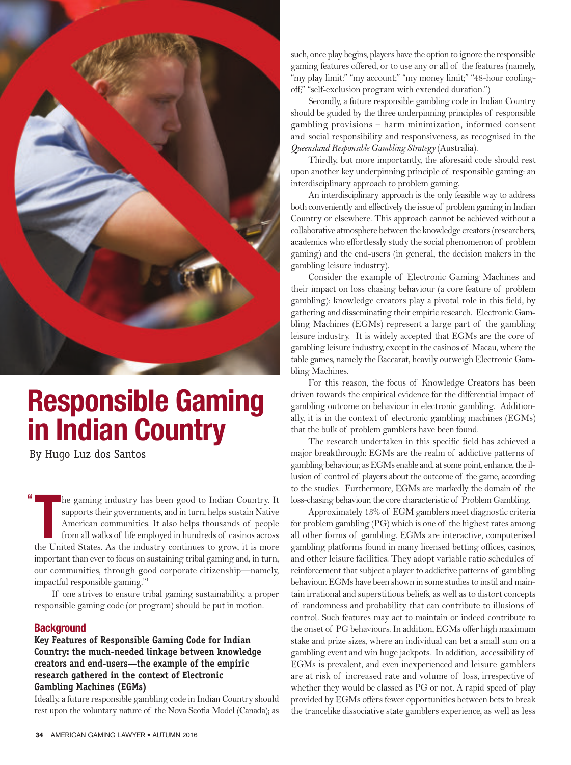# Responsible Gaming in Indian Country

By Hugo Luz dos Santos

"The gaming industry has been good to Indian Country. It supports their governments, and in turn, helps sustain Native American communities. It also helps thousands of people from all walks of life employed in hundreds of casinos across the United States. As the industry continues to grow, it is more important than ever to focus on sustaining tribal gaming and, in turn, our communities, through good corporate citizenship—namely, impactful responsible gaming."[1]

If one strives to ensure tribal gaming sustainability, a proper responsible gaming code (or program) should be put in motion.

## Background

### Key Features of Responsible Gaming Code for Indian Country: the much-needed linkage between knowledge creators and end-users—the example of the empiric research gathered in the context of Electronic Gambling Machines (EGMs)

Ideally, a future responsible gambling code in Indian Country should rest upon the voluntary nature of the Nova Scotia Model (Canada); as such, once play begins, players have the option to ignore the responsible gaming features offered, or to use any or all of the features (namely, "my play limit:" "my account;" "my money limit;" "48-hour cooling-off;" "self-exclusion program with extended duration.")

Secondly, a future responsible gambling code in Indian Country should be guided by the three underpinning principles of responsible gambling provisions – harm minimization, informed consent and social responsibility and responsiveness, as recognised in the *Queensland Responsible Gambling Strategy* (Australia).

Thirdly, but more importantly, the aforesaid code should rest upon another key underpinning principle of responsible gaming: an interdisciplinary approach to problem gaming.

An interdisciplinary approach is the only feasible way to address both conveniently and effectively the issue of problem gaming in Indian Country or elsewhere. This approach cannot be achieved without a collaborative atmosphere between the knowledge creators (researchers, academics who effortlessly study the social phenomenon of problem gaming) and the end-users (in general, the decision makers in the gambling leisure industry).

Consider the example of Electronic Gaming Machines and their impact on loss chasing behaviour (a core feature of problem gambling): knowledge creators play a pivotal role in this field, by gathering and disseminating their empiric research. Electronic Gambling Machines (EGMs) represent a large part of the gambling leisure industry. It is widely accepted that EGMs are the core of gambling leisure industry, except in the casinos of Macau, where the table games, namely the Baccarat, heavily outweigh Electronic Gambling Machines.

For this reason, the focus of Knowledge Creators has been driven towards the empirical evidence for the differential impact of gambling outcome on behaviour in electronic gambling. Additionally, it is in the context of electronic gambling machines (EGMs) that the bulk of problem gamblers have been found.

The research undertaken in this specific field has achieved a major breakthrough: EGMs are the realm of addictive patterns of gambling behaviour, as EGMs enable and, at some point, enhance, the illusion of control of players about the outcome of the game, according to the studies. Furthermore, EGMs are markedly the domain of the loss-chasing behaviour, the core characteristic of Problem Gambling.

Approximately 13% of EGM gamblers meet diagnostic criteria for problem gambling (PG) which is one of the highest rates among all other forms of gambling. EGMs are interactive, computerised gambling platforms found in many licensed betting offices, casinos, and other leisure facilities. They adopt variable ratio schedules of reinforcement that subject a player to addictive patterns of gambling behaviour. EGMs have been shown in some studies to instil and maintain irrational and superstitious beliefs, as well as to distort concepts of randomness and probability that can contribute to illusions of control. Such features may act to maintain or indeed contribute to the onset of PG behaviours. In addition, EGMs offer high maximum stake and prize sizes, where an individual can bet a small sum on a gambling event and win huge jackpots. In addition, accessibility of EGMs is prevalent, and even inexperienced and leisure gamblers are at risk of increased rate and volume of loss, irrespective of whether they would be classed as PG or not. A rapid speed of play provided by EGMs offers fewer opportunities between bets to break the trancelike dissociative state gamblers experience, as well as less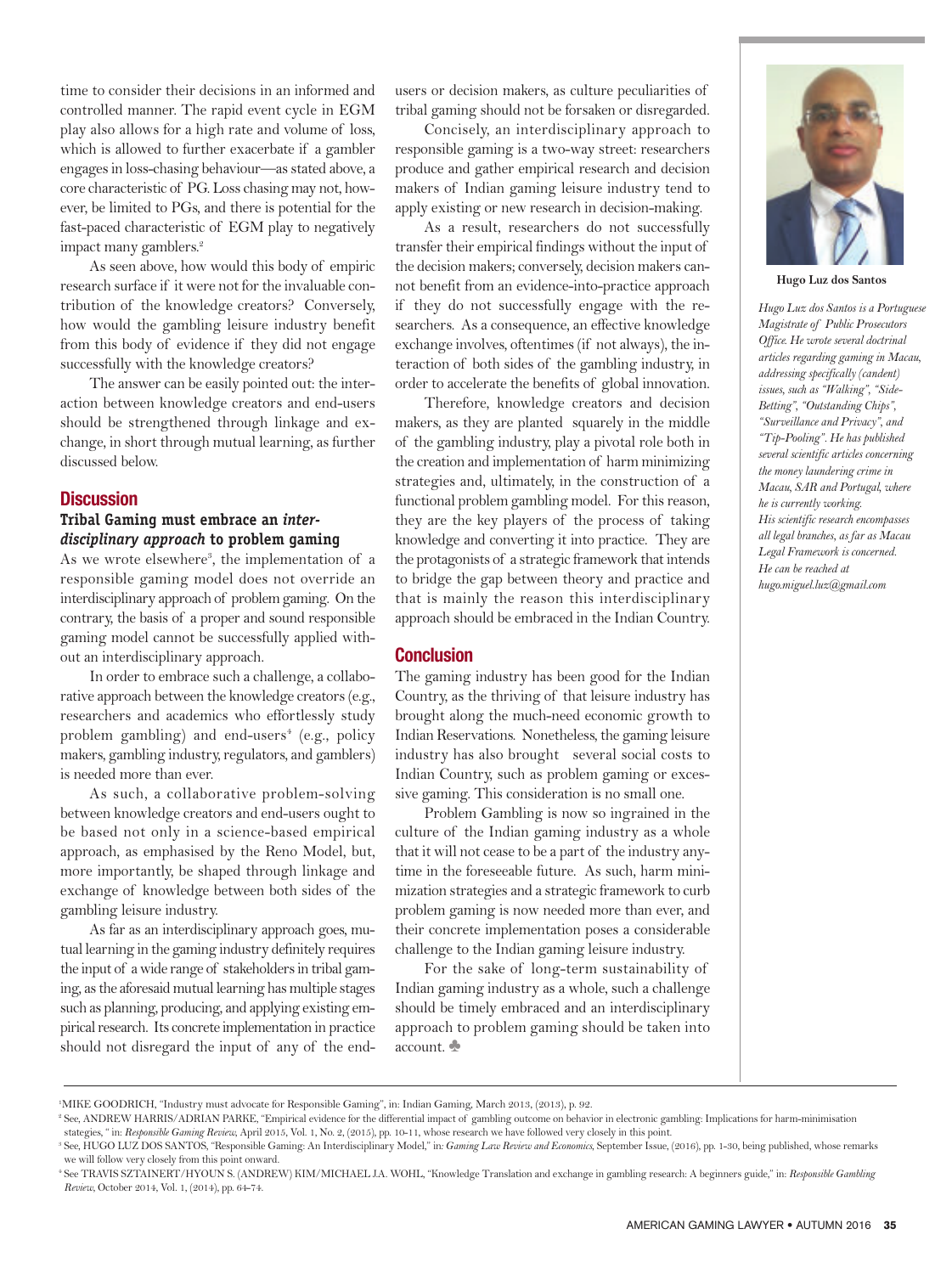time to consider their decisions in an informed and controlled manner. The rapid event cycle in EGM play also allows for a high rate and volume of loss, which is allowed to further exacerbate if a gambler engages in loss-chasing behaviour—as stated above, a core characteristic of PG. Loss chasing may not, however, be limited to PGs, and there is potential for the fast-paced characteristic of EGM play to negatively impact many gamblers.[2]

As seen above, how would this body of empiric research surface if it were not for the invaluable contribution of the knowledge creators? Conversely, how would the gambling leisure industry benefit from this body of evidence if they did not engage successfully with the knowledge creators?

The answer can be easily pointed out: the interaction between knowledge creators and end-users should be strengthened through linkage and exchange, in short through mutual learning, as further discussed below.

## Discussion

### Tribal Gaming must embrace an *interdisciplinary approach* to problem gaming

As we wrote elsewhere[3], the implementation of a responsible gaming model does not override an interdisciplinary approach of problem gaming. On the contrary, the basis of a proper and sound responsible gaming model cannot be successfully applied without an interdisciplinary approach.

In order to embrace such a challenge, a collaborative approach between the knowledge creators (e.g., researchers and academics who effortlessly study problem gambling) and end-users[4] (e.g., policy makers, gambling industry, regulators, and gamblers) is needed more than ever.

As such, a collaborative problem-solving between knowledge creators and end-users ought to be based not only in a science-based empirical approach, as emphasised by the Reno Model, but, more importantly, be shaped through linkage and exchange of knowledge between both sides of the gambling leisure industry.

As far as an interdisciplinary approach goes, mutual learning in the gaming industry definitely requires the input of a wide range of stakeholders in tribal gaming, as the aforesaid mutual learning has multiple stages such as planning, producing, and applying existing empirical research. Its concrete implementation in practice should not disregard the input of any of the end-users or decision makers, as culture peculiarities of tribal gaming should not be forsaken or disregarded.

Concisely, an interdisciplinary approach to responsible gaming is a two-way street: researchers produce and gather empirical research and decision makers of Indian gaming leisure industry tend to apply existing or new research in decision-making.

As a result, researchers do not successfully transfer their empirical findings without the input of the decision makers; conversely, decision makers cannot benefit from an evidence-into-practice approach if they do not successfully engage with the researchers. As a consequence, an effective knowledge exchange involves, oftentimes (if not always), the interaction of both sides of the gambling industry, in order to accelerate the benefits of global innovation.

Therefore, knowledge creators and decision makers, as they are planted squarely in the middle of the gambling industry, play a pivotal role both in the creation and implementation of harm minimizing strategies and, ultimately, in the construction of a functional problem gambling model. For this reason, they are the key players of the process of taking knowledge and converting it into practice. They are the protagonists of a strategic framework that intends to bridge the gap between theory and practice and that is mainly the reason this interdisciplinary approach should be embraced in the Indian Country.

## Conclusion

The gaming industry has been good for the Indian Country, as the thriving of that leisure industry has brought along the much-need economic growth to Indian Reservations. Nonetheless, the gaming leisure industry has also brought several social costs to Indian Country, such as problem gaming or excessive gaming. This consideration is no small one.

Problem Gambling is now so ingrained in the culture of the Indian gaming industry as a whole that it will not cease to be a part of the industry anytime in the foreseeable future. As such, harm minimization strategies and a strategic framework to curb problem gaming is now needed more than ever, and their concrete implementation poses a considerable challenge to the Indian gaming leisure industry.

For the sake of long-term sustainability of Indian gaming industry as a whole, such a challenge should be timely embraced and an interdisciplinary approach to problem gaming should be taken into account. ♣

**Hugo Luz dos Santos**

*Hugo Luz dos Santos is a Portuguese Magistrate of Public Prosecutors Office. He wrote several doctrinal articles regarding gaming in Macau, addressing specifically (candent) issues, such as "Walking", "Side-Betting", "Outstanding Chips", "Surveillance and Privacy", and "Tip-Pooling". He has published several scientific articles concerning the money laundering crime in Macau, SAR and Portugal, where he is currently working. His scientific research encompasses all legal branches, as far as Macau Legal Framework is concerned. He can be reached at hugo.miguel.luz@gmail.com*

---

[1] MIKE GOODRICH, "Industry must advocate for Responsible Gaming", in: Indian Gaming, March 2013, (2013), p. 92.

[2] See, ANDREW HARRIS/ADRIAN PARKE, "Empirical evidence for the differential impact of gambling outcome on behavior in electronic gambling: Implications for harm-minimisation stategies, " in: *Responsible Gaming Review*, April 2015, Vol. 1, No. 2, (2015), pp. 10-11, whose research we have followed very closely in this point.

[3] See, HUGO LUZ DOS SANTOS, "Responsible Gaming: An Interdisciplinary Model," in: *Gaming Law Review and Economics*, September Issue, (2016), pp. 1-30, being published, whose remarks we will follow very closely from this point onward.

[4] See TRAVIS SZTAINERT/HYOUN S. (ANDREW) KIM/MICHAEL J.A. WOHL, "Knowledge Translation and exchange in gambling research: A beginners guide," in: *Responsible Gambling Review*, October 2014, Vol. 1, (2014), pp. 64-74.